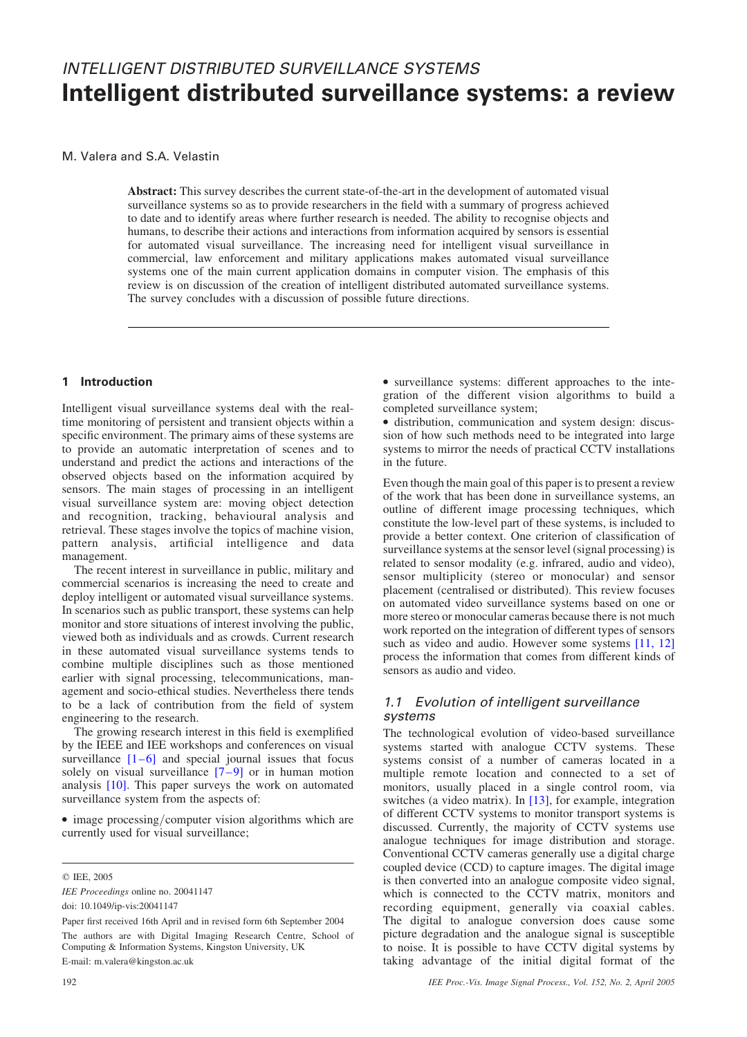INTELLIGENT DISTRIBUTED SURVEILLANCE SYSTEMS

# Intelligent distributed surveillance systems: a review

M. Valera and S.A. Velastin

**Abstract:** This survey describes the current state-of-the-art in the development of automated visual surveillance systems so as to provide researchers in the field with a summary of progress achieved to date and to identify areas where further research is needed. The ability to recognise objects and humans, to describe their actions and interactions from information acquired by sensors is essential for automated visual surveillance. The increasing need for intelligent visual surveillance in commercial, law enforcement and military applications makes automated visual surveillance systems one of the main current application domains in computer vision. The emphasis of this review is on discussion of the creation of intelligent distributed automated surveillance systems. The survey concludes with a discussion of possible future directions.

## 1 Introduction

Intelligent visual surveillance systems deal with the real-time monitoring of persistent and transient objects within a specific environment. The primary aims of these systems are to provide an automatic interpretation of scenes and to understand and predict the actions and interactions of the observed objects based on the information acquired by sensors. The main stages of processing in an intelligent visual surveillance system are: moving object detection and recognition, tracking, behavioural analysis and retrieval. These stages involve the topics of machine vision, pattern analysis, artificial intelligence and data management.

The recent interest in surveillance in public, military and commercial scenarios is increasing the need to create and deploy intelligent or automated visual surveillance systems. In scenarios such as public transport, these systems can help monitor and store situations of interest involving the public, viewed both as individuals and as crowds. Current research in these automated visual surveillance systems tends to combine multiple disciplines such as those mentioned earlier with signal processing, telecommunications, management and socio-ethical studies. Nevertheless there tends to be a lack of contribution from the field of system engineering to the research.

The growing research interest in this field is exemplified by the IEEE and IEE workshops and conferences on visual surveillance [1–6] and special journal issues that focus solely on visual surveillance [7–9] or in human motion analysis [10]. This paper surveys the work on automated surveillance system from the aspects of:

- image processing/computer vision algorithms which are currently used for visual surveillance;
- surveillance systems: different approaches to the integration of the different vision algorithms to build a completed surveillance system;
- distribution, communication and system design: discussion of how such methods need to be integrated into large systems to mirror the needs of practical CCTV installations in the future.

Even though the main goal of this paper is to present a review of the work that has been done in surveillance systems, an outline of different image processing techniques, which constitute the low-level part of these systems, is included to provide a better context. One criterion of classification of surveillance systems at the sensor level (signal processing) is related to sensor modality (e.g. infrared, audio and video), sensor multiplicity (stereo or monocular) and sensor placement (centralised or distributed). This review focuses on automated video surveillance systems based on one or more stereo or monocular cameras because there is not much work reported on the integration of different types of sensors such as video and audio. However some systems [11, 12] process the information that comes from different kinds of sensors as audio and video.

### 1.1 Evolution of intelligent surveillance systems

The technological evolution of video-based surveillance systems started with analogue CCTV systems. These systems consist of a number of cameras located in a multiple remote location and connected to a set of monitors, usually placed in a single control room, via switches (a video matrix). In [13], for example, integration of different CCTV systems to monitor transport systems is discussed. Currently, the majority of CCTV systems use analogue techniques for image distribution and storage. Conventional CCTV cameras generally use a digital charge coupled device (CCD) to capture images. The digital image is then converted into an analogue composite video signal, which is connected to the CCTV matrix, monitors and recording equipment, generally via coaxial cables. The digital to analogue conversion does cause some picture degradation and the analogue signal is susceptible to noise. It is possible to have CCTV digital systems by taking advantage of the initial digital format of the

© IEE, 2005

*IEE Proceedings* online no. 20041147

doi: 10.1049/ip-vis:20041147

Paper first received 16th April and in revised form 6th September 2004

The authors are with Digital Imaging Research Centre, School of Computing & Information Systems, Kingston University, UK

E-mail: m.valera@kingston.ac.uk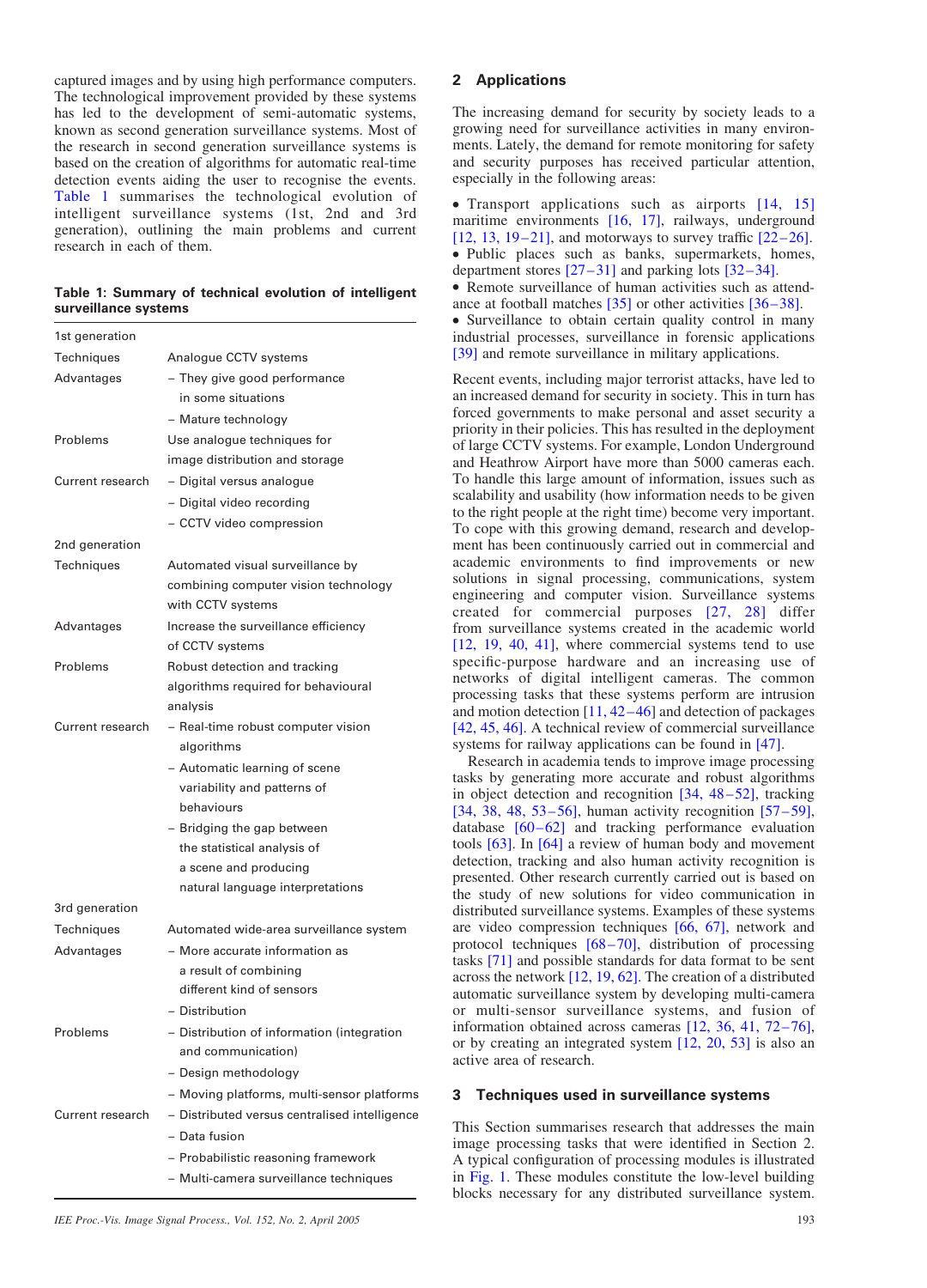captured images and by using high performance computers. The technological improvement provided by these systems has led to the development of semi-automatic systems, known as second generation surveillance systems. Most of the research in second generation surveillance systems is based on the creation of algorithms for automatic real-time detection events aiding the user to recognise the events. Table 1 summarises the technological evolution of intelligent surveillance systems (1st, 2nd and 3rd generation), outlining the main problems and current research in each of them.

**Table 1: Summary of technical evolution of intelligent surveillance systems**

| | |
|---|---|
| 1st generation | |
| Techniques | Analogue CCTV systems |
| Advantages | – They give good performance in some situations<br>– Mature technology |
| Problems | Use analogue techniques for image distribution and storage |
| Current research | – Digital versus analogue<br>– Digital video recording<br>– CCTV video compression |
| 2nd generation | |
| Techniques | Automated visual surveillance by combining computer vision technology with CCTV systems |
| Advantages | Increase the surveillance efficiency of CCTV systems |
| Problems | Robust detection and tracking algorithms required for behavioural analysis |
| Current research | – Real-time robust computer vision algorithms<br>– Automatic learning of scene variability and patterns of behaviours<br>– Bridging the gap between the statistical analysis of a scene and producing natural language interpretations |
| 3rd generation | |
| Techniques | Automated wide-area surveillance system |
| Advantages | – More accurate information as a result of combining different kind of sensors<br>– Distribution |
| Problems | – Distribution of information (integration and communication)<br>– Design methodology<br>– Moving platforms, multi-sensor platforms |
| Current research | – Distributed versus centralised intelligence<br>– Data fusion<br>– Probabilistic reasoning framework<br>– Multi-camera surveillance techniques |

## 2 Applications

The increasing demand for security by society leads to a growing need for surveillance activities in many environments. Lately, the demand for remote monitoring for safety and security purposes has received particular attention, especially in the following areas:

- Transport applications such as airports [14, 15] maritime environments [16, 17], railways, underground [12, 13, 19–21], and motorways to survey traffic [22–26].
- Public places such as banks, supermarkets, homes, department stores [27–31] and parking lots [32–34].
- Remote surveillance of human activities such as attendance at football matches [35] or other activities [36–38].
- Surveillance to obtain certain quality control in many industrial processes, surveillance in forensic applications [39] and remote surveillance in military applications.

Recent events, including major terrorist attacks, have led to an increased demand for security in society. This in turn has forced governments to make personal and asset security a priority in their policies. This has resulted in the deployment of large CCTV systems. For example, London Underground and Heathrow Airport have more than 5000 cameras each. To handle this large amount of information, issues such as scalability and usability (how information needs to be given to the right people at the right time) become very important. To cope with this growing demand, research and development has been continuously carried out in commercial and academic environments to find improvements or new solutions in signal processing, communications, system engineering and computer vision. Surveillance systems created for commercial purposes [27, 28] differ from surveillance systems created in the academic world [12, 19, 40, 41], where commercial systems tend to use specific-purpose hardware and an increasing use of networks of digital intelligent cameras. The common processing tasks that these systems perform are intrusion and motion detection [11, 42–46] and detection of packages [42, 45, 46]. A technical review of commercial surveillance systems for railway applications can be found in [47].

Research in academia tends to improve image processing tasks by generating more accurate and robust algorithms in object detection and recognition [34, 48–52], tracking [34, 38, 48, 53–56], human activity recognition [57–59], database [60–62] and tracking performance evaluation tools [63]. In [64] a review of human body and movement detection, tracking and also human activity recognition is presented. Other research currently carried out is based on the study of new solutions for video communication in distributed surveillance systems. Examples of these systems are video compression techniques [66, 67], network and protocol techniques [68–70], distribution of processing tasks [71] and possible standards for data format to be sent across the network [12, 19, 62]. The creation of a distributed automatic surveillance system by developing multi-camera or multi-sensor surveillance systems, and fusion of information obtained across cameras [12, 36, 41, 72–76], or by creating an integrated system [12, 20, 53] is also an active area of research.

## 3 Techniques used in surveillance systems

This Section summarises research that addresses the main image processing tasks that were identified in Section 2. A typical configuration of processing modules is illustrated in Fig. 1. These modules constitute the low-level building blocks necessary for any distributed surveillance system.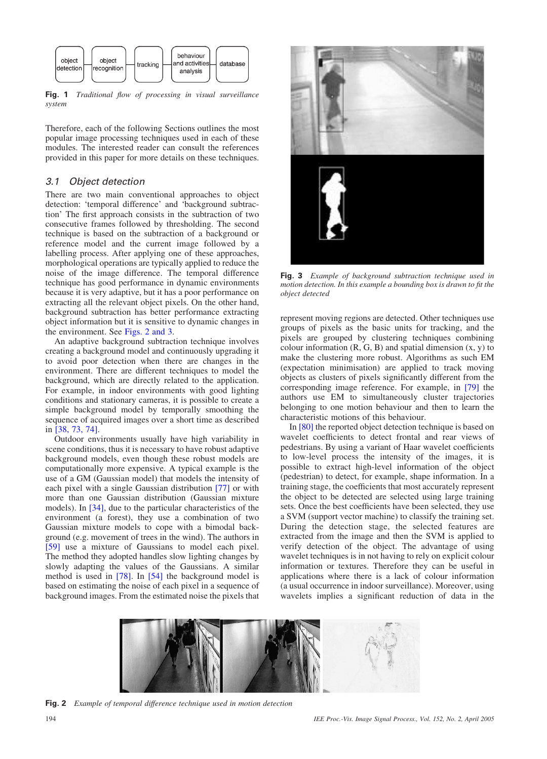object detection | object recognition | tracking | behaviour and activities analysis | database

**Fig. 1** *Traditional flow of processing in visual surveillance system*

Therefore, each of the following Sections outlines the most popular image processing techniques used in each of these modules. The interested reader can consult the references provided in this paper for more details on these techniques.

### 3.1 Object detection

There are two main conventional approaches to object detection: 'temporal difference' and 'background subtraction' The first approach consists in the subtraction of two consecutive frames followed by thresholding. The second technique is based on the subtraction of a background or reference model and the current image followed by a labelling process. After applying one of these approaches, morphological operations are typically applied to reduce the noise of the image difference. The temporal difference technique has good performance in dynamic environments because it is very adaptive, but it has a poor performance on extracting all the relevant object pixels. On the other hand, background subtraction has better performance extracting object information but it is sensitive to dynamic changes in the environment. See Figs. 2 and 3.

An adaptive background subtraction technique involves creating a background model and continuously upgrading it to avoid poor detection when there are changes in the environment. There are different techniques to model the background, which are directly related to the application. For example, in indoor environments with good lighting conditions and stationary cameras, it is possible to create a simple background model by temporally smoothing the sequence of acquired images over a short time as described in [38, 73, 74].

Outdoor environments usually have high variability in scene conditions, thus it is necessary to have robust adaptive background models, even though these robust models are computationally more expensive. A typical example is the use of a GM (Gaussian model) that models the intensity of each pixel with a single Gaussian distribution [77] or with more than one Gaussian distribution (Gaussian mixture models). In [34], due to the particular characteristics of the environment (a forest), they use a combination of two Gaussian mixture models to cope with a bimodal background (e.g. movement of trees in the wind). The authors in [59] use a mixture of Gaussians to model each pixel. The method they adopted handles slow lighting changes by slowly adapting the values of the Gaussians. A similar method is used in [78]. In [54] the background model is based on estimating the noise of each pixel in a sequence of background images. From the estimated noise the pixels that represent moving regions are detected. Other techniques use groups of pixels as the basic units for tracking, and the pixels are grouped by clustering techniques combining colour information (R, G, B) and spatial dimension (x, y) to make the clustering more robust. Algorithms as such EM (expectation minimisation) are applied to track moving objects as clusters of pixels significantly different from the corresponding image reference. For example, in [79] the authors use EM to simultaneously cluster trajectories belonging to one motion behaviour and then to learn the characteristic motions of this behaviour.

**Fig. 3** *Example of background subtraction technique used in motion detection. In this example a bounding box is drawn to fit the object detected*

In [80] the reported object detection technique is based on wavelet coefficients to detect frontal and rear views of pedestrians. By using a variant of Haar wavelet coefficients to low-level process the intensity of the images, it is possible to extract high-level information of the object (pedestrian) to detect, for example, shape information. In a training stage, the coefficients that most accurately represent the object to be detected are selected using large training sets. Once the best coefficients have been selected, they use a SVM (support vector machine) to classify the training set. During the detection stage, the selected features are extracted from the image and then the SVM is applied to verify detection of the object. The advantage of using wavelet techniques is in not having to rely on explicit colour information or textures. Therefore they can be useful in applications where there is a lack of colour information (a usual occurrence in indoor surveillance). Moreover, using wavelets implies a significant reduction of data in the

**Fig. 2** *Example of temporal difference technique used in motion detection*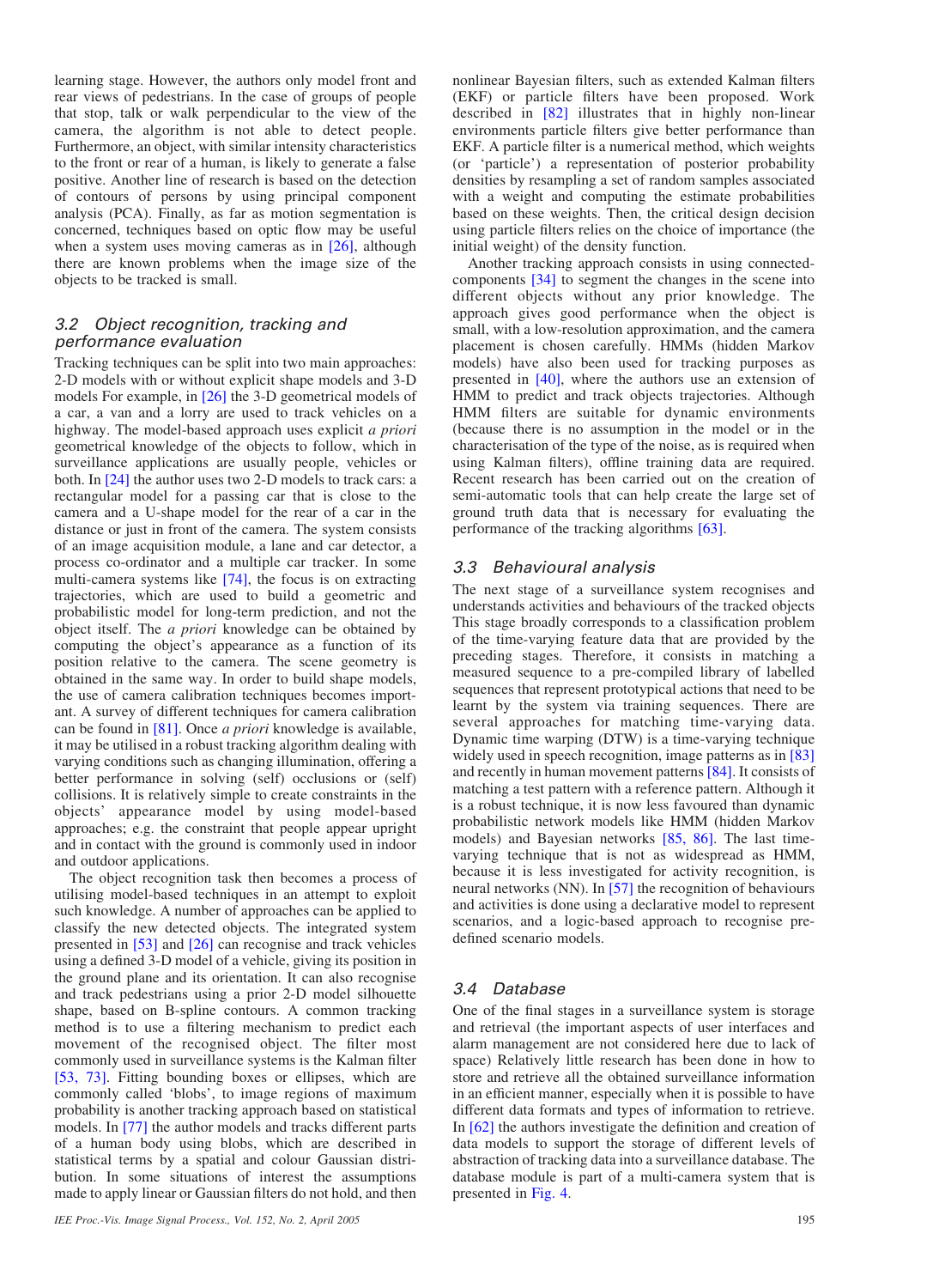learning stage. However, the authors only model front and rear views of pedestrians. In the case of groups of people that stop, talk or walk perpendicular to the view of the camera, the algorithm is not able to detect people. Furthermore, an object, with similar intensity characteristics to the front or rear of a human, is likely to generate a false positive. Another line of research is based on the detection of contours of persons by using principal component analysis (PCA). Finally, as far as motion segmentation is concerned, techniques based on optic flow may be useful when a system uses moving cameras as in [26], although there are known problems when the image size of the objects to be tracked is small.

### 3.2 Object recognition, tracking and performance evaluation

Tracking techniques can be split into two main approaches: 2-D models with or without explicit shape models and 3-D models For example, in [26] the 3-D geometrical models of a car, a van and a lorry are used to track vehicles on a highway. The model-based approach uses explicit *a priori* geometrical knowledge of the objects to follow, which in surveillance applications are usually people, vehicles or both. In [24] the author uses two 2-D models to track cars: a rectangular model for a passing car that is close to the camera and a U-shape model for the rear of a car in the distance or just in front of the camera. The system consists of an image acquisition module, a lane and car detector, a process co-ordinator and a multiple car tracker. In some multi-camera systems like [74], the focus is on extracting trajectories, which are used to build a geometric and probabilistic model for long-term prediction, and not the object itself. The *a priori* knowledge can be obtained by computing the object's appearance as a function of its position relative to the camera. The scene geometry is obtained in the same way. In order to build shape models, the use of camera calibration techniques becomes important. A survey of different techniques for camera calibration can be found in [81]. Once *a priori* knowledge is available, it may be utilised in a robust tracking algorithm dealing with varying conditions such as changing illumination, offering a better performance in solving (self) occlusions or (self) collisions. It is relatively simple to create constraints in the objects' appearance model by using model-based approaches; e.g. the constraint that people appear upright and in contact with the ground is commonly used in indoor and outdoor applications.

The object recognition task then becomes a process of utilising model-based techniques in an attempt to exploit such knowledge. A number of approaches can be applied to classify the new detected objects. The integrated system presented in [53] and [26] can recognise and track vehicles using a defined 3-D model of a vehicle, giving its position in the ground plane and its orientation. It can also recognise and track pedestrians using a prior 2-D model silhouette shape, based on B-spline contours. A common tracking method is to use a filtering mechanism to predict each movement of the recognised object. The filter most commonly used in surveillance systems is the Kalman filter [53, 73]. Fitting bounding boxes or ellipses, which are commonly called 'blobs', to image regions of maximum probability is another tracking approach based on statistical models. In [77] the author models and tracks different parts of a human body using blobs, which are described in statistical terms by a spatial and colour Gaussian distribution. In some situations of interest the assumptions made to apply linear or Gaussian filters do not hold, and then nonlinear Bayesian filters, such as extended Kalman filters (EKF) or particle filters have been proposed. Work described in [82] illustrates that in highly non-linear environments particle filters give better performance than EKF. A particle filter is a numerical method, which weights (or 'particle') a representation of posterior probability densities by resampling a set of random samples associated with a weight and computing the estimate probabilities based on these weights. Then, the critical design decision using particle filters relies on the choice of importance (the initial weight) of the density function.

Another tracking approach consists in using connected-components [34] to segment the changes in the scene into different objects without any prior knowledge. The approach gives good performance when the object is small, with a low-resolution approximation, and the camera placement is chosen carefully. HMMs (hidden Markov models) have also been used for tracking purposes as presented in [40], where the authors use an extension of HMM to predict and track objects trajectories. Although HMM filters are suitable for dynamic environments (because there is no assumption in the model or in the characterisation of the type of the noise, as is required when using Kalman filters), offline training data are required. Recent research has been carried out on the creation of semi-automatic tools that can help create the large set of ground truth data that is necessary for evaluating the performance of the tracking algorithms [63].

### 3.3 Behavioural analysis

The next stage of a surveillance system recognises and understands activities and behaviours of the tracked objects This stage broadly corresponds to a classification problem of the time-varying feature data that are provided by the preceding stages. Therefore, it consists in matching a measured sequence to a pre-compiled library of labelled sequences that represent prototypical actions that need to be learnt by the system via training sequences. There are several approaches for matching time-varying data. Dynamic time warping (DTW) is a time-varying technique widely used in speech recognition, image patterns as in [83] and recently in human movement patterns [84]. It consists of matching a test pattern with a reference pattern. Although it is a robust technique, it is now less favoured than dynamic probabilistic network models like HMM (hidden Markov models) and Bayesian networks [85, 86]. The last time-varying technique that is not as widespread as HMM, because it is less investigated for activity recognition, is neural networks (NN). In [57] the recognition of behaviours and activities is done using a declarative model to represent scenarios, and a logic-based approach to recognise pre-defined scenario models.

### 3.4 Database

One of the final stages in a surveillance system is storage and retrieval (the important aspects of user interfaces and alarm management are not considered here due to lack of space) Relatively little research has been done in how to store and retrieve all the obtained surveillance information in an efficient manner, especially when it is possible to have different data formats and types of information to retrieve. In [62] the authors investigate the definition and creation of data models to support the storage of different levels of abstraction of tracking data into a surveillance database. The database module is part of a multi-camera system that is presented in Fig. 4.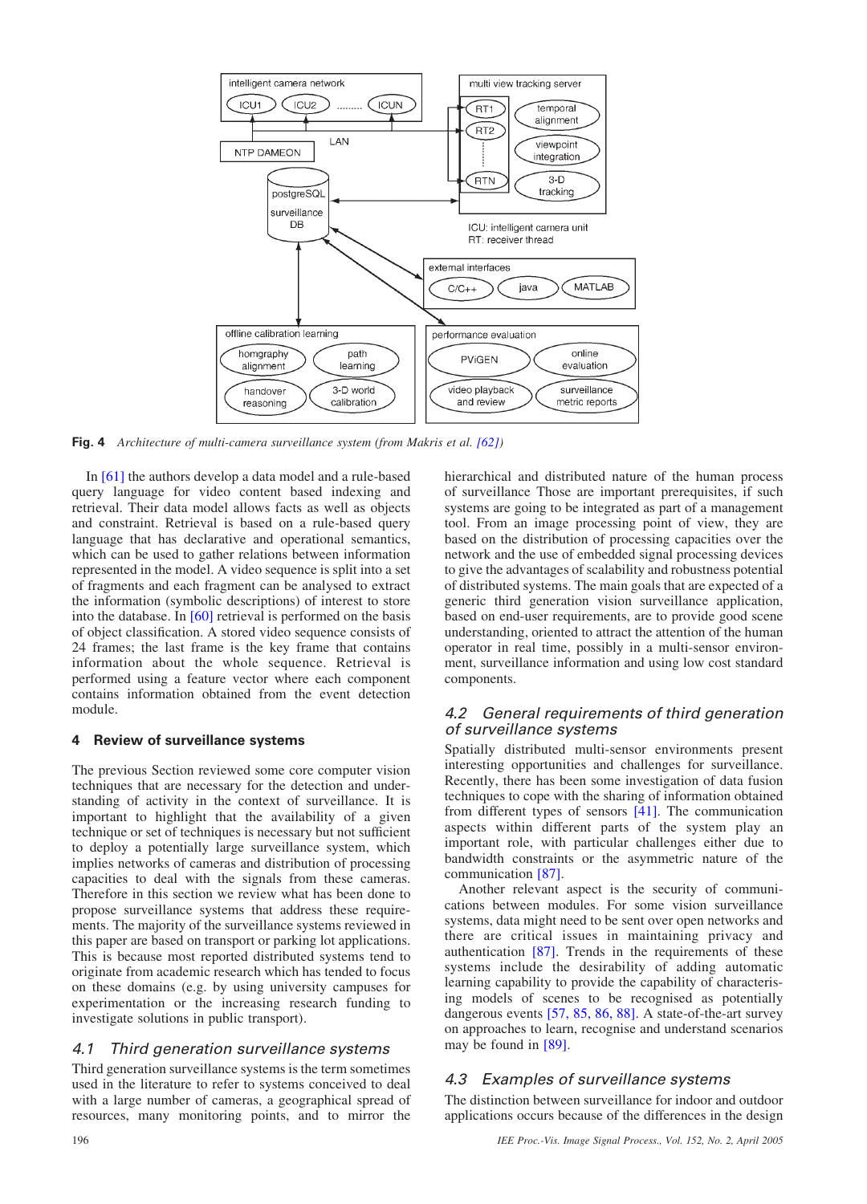**Fig. 4** *Architecture of multi-camera surveillance system (from Makris et al. [62])*

In [61] the authors develop a data model and a rule-based query language for video content based indexing and retrieval. Their data model allows facts as well as objects and constraint. Retrieval is based on a rule-based query language that has declarative and operational semantics, which can be used to gather relations between information represented in the model. A video sequence is split into a set of fragments and each fragment can be analysed to extract the information (symbolic descriptions) of interest to store into the database. In [60] retrieval is performed on the basis of object classification. A stored video sequence consists of 24 frames; the last frame is the key frame that contains information about the whole sequence. Retrieval is performed using a feature vector where each component contains information obtained from the event detection module.

## 4 Review of surveillance systems

The previous Section reviewed some core computer vision techniques that are necessary for the detection and understanding of activity in the context of surveillance. It is important to highlight that the availability of a given technique or set of techniques is necessary but not sufficient to deploy a potentially large surveillance system, which implies networks of cameras and distribution of processing capacities to deal with the signals from these cameras. Therefore in this section we review what has been done to propose surveillance systems that address these requirements. The majority of the surveillance systems reviewed in this paper are based on transport or parking lot applications. This is because most reported distributed systems tend to originate from academic research which has tended to focus on these domains (e.g. by using university campuses for experimentation or the increasing research funding to investigate solutions in public transport).

### *4.1 Third generation surveillance systems*

Third generation surveillance systems is the term sometimes used in the literature to refer to systems conceived to deal with a large number of cameras, a geographical spread of resources, many monitoring points, and to mirror the hierarchical and distributed nature of the human process of surveillance Those are important prerequisites, if such systems are going to be integrated as part of a management tool. From an image processing point of view, they are based on the distribution of processing capacities over the network and the use of embedded signal processing devices to give the advantages of scalability and robustness potential of distributed systems. The main goals that are expected of a generic third generation vision surveillance application, based on end-user requirements, are to provide good scene understanding, oriented to attract the attention of the human operator in real time, possibly in a multi-sensor environment, surveillance information and using low cost standard components.

### *4.2 General requirements of third generation of surveillance systems*

Spatially distributed multi-sensor environments present interesting opportunities and challenges for surveillance. Recently, there has been some investigation of data fusion techniques to cope with the sharing of information obtained from different types of sensors [41]. The communication aspects within different parts of the system play an important role, with particular challenges either due to bandwidth constraints or the asymmetric nature of the communication [87].

Another relevant aspect is the security of communications between modules. For some vision surveillance systems, data might need to be sent over open networks and there are critical issues in maintaining privacy and authentication [87]. Trends in the requirements of these systems include the desirability of adding automatic learning capability to provide the capability of characterising models of scenes to be recognised as potentially dangerous events [57, 85, 86, 88]. A state-of-the-art survey on approaches to learn, recognise and understand scenarios may be found in [89].

### *4.3 Examples of surveillance systems*

The distinction between surveillance for indoor and outdoor applications occurs because of the differences in the design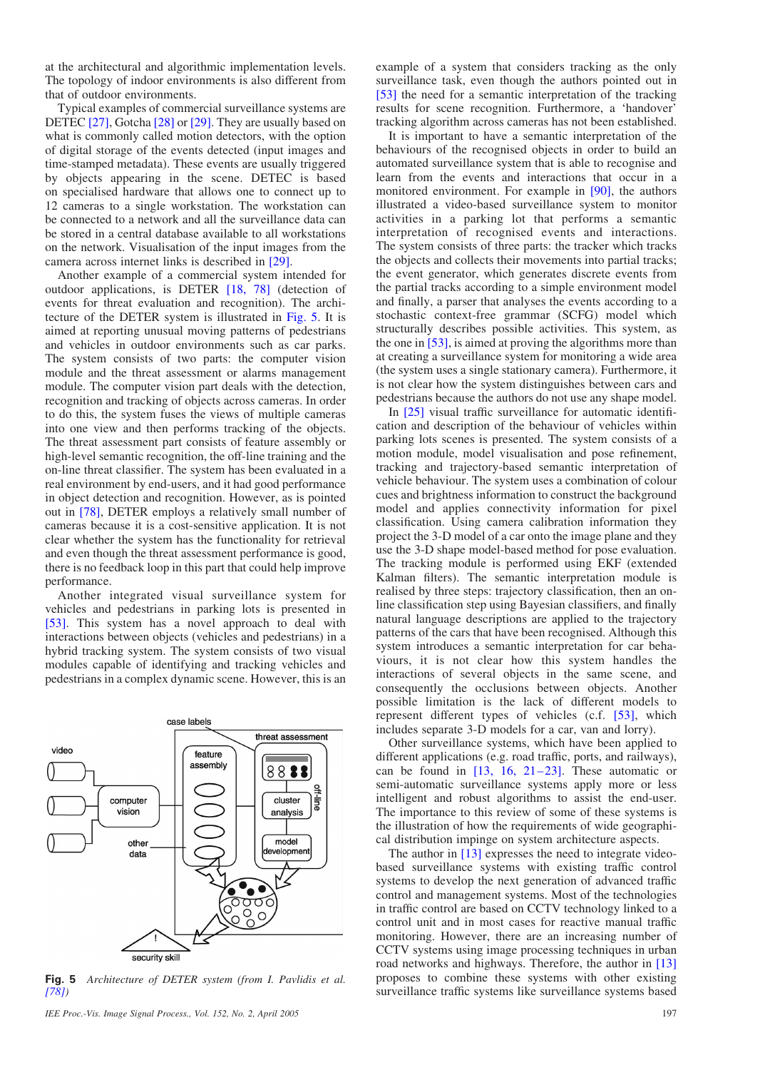at the architectural and algorithmic implementation levels. The topology of indoor environments is also different from that of outdoor environments.

Typical examples of commercial surveillance systems are DETEC [27], Gotcha [28] or [29]. They are usually based on what is commonly called motion detectors, with the option of digital storage of the events detected (input images and time-stamped metadata). These events are usually triggered by objects appearing in the scene. DETEC is based on specialised hardware that allows one to connect up to 12 cameras to a single workstation. The workstation can be connected to a network and all the surveillance data can be stored in a central database available to all workstations on the network. Visualisation of the input images from the camera across internet links is described in [29].

Another example of a commercial system intended for outdoor applications, is DETER [18, 78] (detection of events for threat evaluation and recognition). The architecture of the DETER system is illustrated in Fig. 5. It is aimed at reporting unusual moving patterns of pedestrians and vehicles in outdoor environments such as car parks. The system consists of two parts: the computer vision module and the threat assessment or alarms management module. The computer vision part deals with the detection, recognition and tracking of objects across cameras. In order to do this, the system fuses the views of multiple cameras into one view and then performs tracking of the objects. The threat assessment part consists of feature assembly or high-level semantic recognition, the off-line training and the on-line threat classifier. The system has been evaluated in a real environment by end-users, and it had good performance in object detection and recognition. However, as is pointed out in [78], DETER employs a relatively small number of cameras because it is a cost-sensitive application. It is not clear whether the system has the functionality for retrieval and even though the threat assessment performance is good, there is no feedback loop in this part that could help improve performance.

Another integrated visual surveillance system for vehicles and pedestrians in parking lots is presented in [53]. This system has a novel approach to deal with interactions between objects (vehicles and pedestrians) in a hybrid tracking system. The system consists of two visual modules capable of identifying and tracking vehicles and pedestrians in a complex dynamic scene. However, this is an

**Fig. 5** *Architecture of DETER system (from I. Pavlidis et al. [78])*

example of a system that considers tracking as the only surveillance task, even though the authors pointed out in [53] the need for a semantic interpretation of the tracking results for scene recognition. Furthermore, a 'handover' tracking algorithm across cameras has not been established.

It is important to have a semantic interpretation of the behaviours of the recognised objects in order to build an automated surveillance system that is able to recognise and learn from the events and interactions that occur in a monitored environment. For example in [90], the authors illustrated a video-based surveillance system to monitor activities in a parking lot that performs a semantic interpretation of recognised events and interactions. The system consists of three parts: the tracker which tracks the objects and collects their movements into partial tracks; the event generator, which generates discrete events from the partial tracks according to a simple environment model and finally, a parser that analyses the events according to a stochastic context-free grammar (SCFG) model which structurally describes possible activities. This system, as the one in [53], is aimed at proving the algorithms more than at creating a surveillance system for monitoring a wide area (the system uses a single stationary camera). Furthermore, it is not clear how the system distinguishes between cars and pedestrians because the authors do not use any shape model.

In [25] visual traffic surveillance for automatic identification and description of the behaviour of vehicles within parking lots scenes is presented. The system consists of a motion module, model visualisation and pose refinement, tracking and trajectory-based semantic interpretation of vehicle behaviour. The system uses a combination of colour cues and brightness information to construct the background model and applies connectivity information for pixel classification. Using camera calibration information they project the 3-D model of a car onto the image plane and they use the 3-D shape model-based method for pose evaluation. The tracking module is performed using EKF (extended Kalman filters). The semantic interpretation module is realised by three steps: trajectory classification, then an on-line classification step using Bayesian classifiers, and finally natural language descriptions are applied to the trajectory patterns of the cars that have been recognised. Although this system introduces a semantic interpretation for car behaviours, it is not clear how this system handles the interactions of several objects in the same scene, and consequently the occlusions between objects. Another possible limitation is the lack of different models to represent different types of vehicles (c.f. [53], which includes separate 3-D models for a car, van and lorry).

Other surveillance systems, which have been applied to different applications (e.g. road traffic, ports, and railways), can be found in [13, 16, 21–23]. These automatic or semi-automatic surveillance systems apply more or less intelligent and robust algorithms to assist the end-user. The importance to this review of some of these systems is the illustration of how the requirements of wide geographical distribution impinge on system architecture aspects.

The author in [13] expresses the need to integrate video-based surveillance systems with existing traffic control systems to develop the next generation of advanced traffic control and management systems. Most of the technologies in traffic control are based on CCTV technology linked to a control unit and in most cases for reactive manual traffic monitoring. However, there are an increasing number of CCTV systems using image processing techniques in urban road networks and highways. Therefore, the author in [13] proposes to combine these systems with other existing surveillance traffic systems like surveillance systems based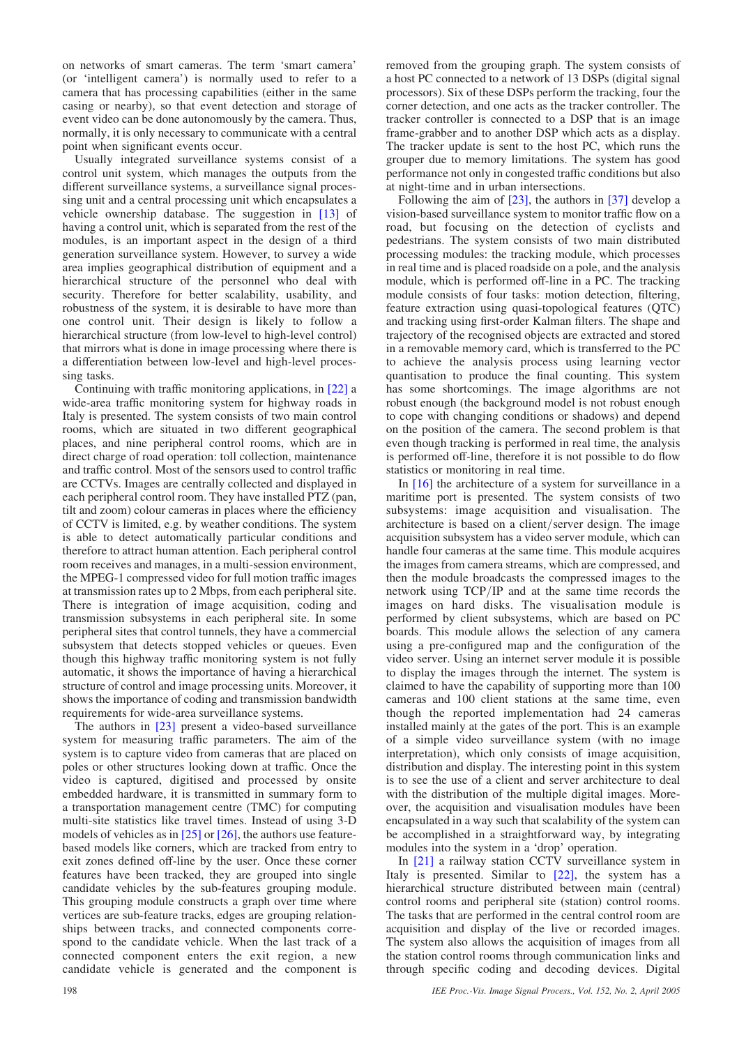on networks of smart cameras. The term 'smart camera' (or 'intelligent camera') is normally used to refer to a camera that has processing capabilities (either in the same casing or nearby), so that event detection and storage of event video can be done autonomously by the camera. Thus, normally, it is only necessary to communicate with a central point when significant events occur.

Usually integrated surveillance systems consist of a control unit system, which manages the outputs from the different surveillance systems, a surveillance signal processing unit and a central processing unit which encapsulates a vehicle ownership database. The suggestion in [13] of having a control unit, which is separated from the rest of the modules, is an important aspect in the design of a third generation surveillance system. However, to survey a wide area implies geographical distribution of equipment and a hierarchical structure of the personnel who deal with security. Therefore for better scalability, usability, and robustness of the system, it is desirable to have more than one control unit. Their design is likely to follow a hierarchical structure (from low-level to high-level control) that mirrors what is done in image processing where there is a differentiation between low-level and high-level processing tasks.

Continuing with traffic monitoring applications, in [22] a wide-area traffic monitoring system for highway roads in Italy is presented. The system consists of two main control rooms, which are situated in two different geographical places, and nine peripheral control rooms, which are in direct charge of road operation: toll collection, maintenance and traffic control. Most of the sensors used to control traffic are CCTVs. Images are centrally collected and displayed in each peripheral control room. They have installed PTZ (pan, tilt and zoom) colour cameras in places where the efficiency of CCTV is limited, e.g. by weather conditions. The system is able to detect automatically particular conditions and therefore to attract human attention. Each peripheral control room receives and manages, in a multi-session environment, the MPEG-1 compressed video for full motion traffic images at transmission rates up to 2 Mbps, from each peripheral site. There is integration of image acquisition, coding and transmission subsystems in each peripheral site. In some peripheral sites that control tunnels, they have a commercial subsystem that detects stopped vehicles or queues. Even though this highway traffic monitoring system is not fully automatic, it shows the importance of having a hierarchical structure of control and image processing units. Moreover, it shows the importance of coding and transmission bandwidth requirements for wide-area surveillance systems.

The authors in [23] present a video-based surveillance system for measuring traffic parameters. The aim of the system is to capture video from cameras that are placed on poles or other structures looking down at traffic. Once the video is captured, digitised and processed by onsite embedded hardware, it is transmitted in summary form to a transportation management centre (TMC) for computing multi-site statistics like travel times. Instead of using 3-D models of vehicles as in [25] or [26], the authors use feature-based models like corners, which are tracked from entry to exit zones defined off-line by the user. Once these corner features have been tracked, they are grouped into single candidate vehicles by the sub-features grouping module. This grouping module constructs a graph over time where vertices are sub-feature tracks, edges are grouping relationships between tracks, and connected components correspond to the candidate vehicle. When the last track of a connected component enters the exit region, a new candidate vehicle is generated and the component is removed from the grouping graph. The system consists of a host PC connected to a network of 13 DSPs (digital signal processors). Six of these DSPs perform the tracking, four the corner detection, and one acts as the tracker controller. The tracker controller is connected to a DSP that is an image frame-grabber and to another DSP which acts as a display. The tracker update is sent to the host PC, which runs the grouper due to memory limitations. The system has good performance not only in congested traffic conditions but also at night-time and in urban intersections.

Following the aim of [23], the authors in [37] develop a vision-based surveillance system to monitor traffic flow on a road, but focusing on the detection of cyclists and pedestrians. The system consists of two main distributed processing modules: the tracking module, which processes in real time and is placed roadside on a pole, and the analysis module, which is performed off-line in a PC. The tracking module consists of four tasks: motion detection, filtering, feature extraction using quasi-topological features (QTC) and tracking using first-order Kalman filters. The shape and trajectory of the recognised objects are extracted and stored in a removable memory card, which is transferred to the PC to achieve the analysis process using learning vector quantisation to produce the final counting. This system has some shortcomings. The image algorithms are not robust enough (the background model is not robust enough to cope with changing conditions or shadows) and depend on the position of the camera. The second problem is that even though tracking is performed in real time, the analysis is performed off-line, therefore it is not possible to do flow statistics or monitoring in real time.

In [16] the architecture of a system for surveillance in a maritime port is presented. The system consists of two subsystems: image acquisition and visualisation. The architecture is based on a client/server design. The image acquisition subsystem has a video server module, which can handle four cameras at the same time. This module acquires the images from camera streams, which are compressed, and then the module broadcasts the compressed images to the network using TCP/IP and at the same time records the images on hard disks. The visualisation module is performed by client subsystems, which are based on PC boards. This module allows the selection of any camera using a pre-configured map and the configuration of the video server. Using an internet server module it is possible to display the images through the internet. The system is claimed to have the capability of supporting more than 100 cameras and 100 client stations at the same time, even though the reported implementation had 24 cameras installed mainly at the gates of the port. This is an example of a simple video surveillance system (with no image interpretation), which only consists of image acquisition, distribution and display. The interesting point in this system is to see the use of a client and server architecture to deal with the distribution of the multiple digital images. Moreover, the acquisition and visualisation modules have been encapsulated in a way such that scalability of the system can be accomplished in a straightforward way, by integrating modules into the system in a 'drop' operation.

In [21] a railway station CCTV surveillance system in Italy is presented. Similar to [22], the system has a hierarchical structure distributed between main (central) control rooms and peripheral site (station) control rooms. The tasks that are performed in the central control room are acquisition and display of the live or recorded images. The system also allows the acquisition of images from all the station control rooms through communication links and through specific coding and decoding devices. Digital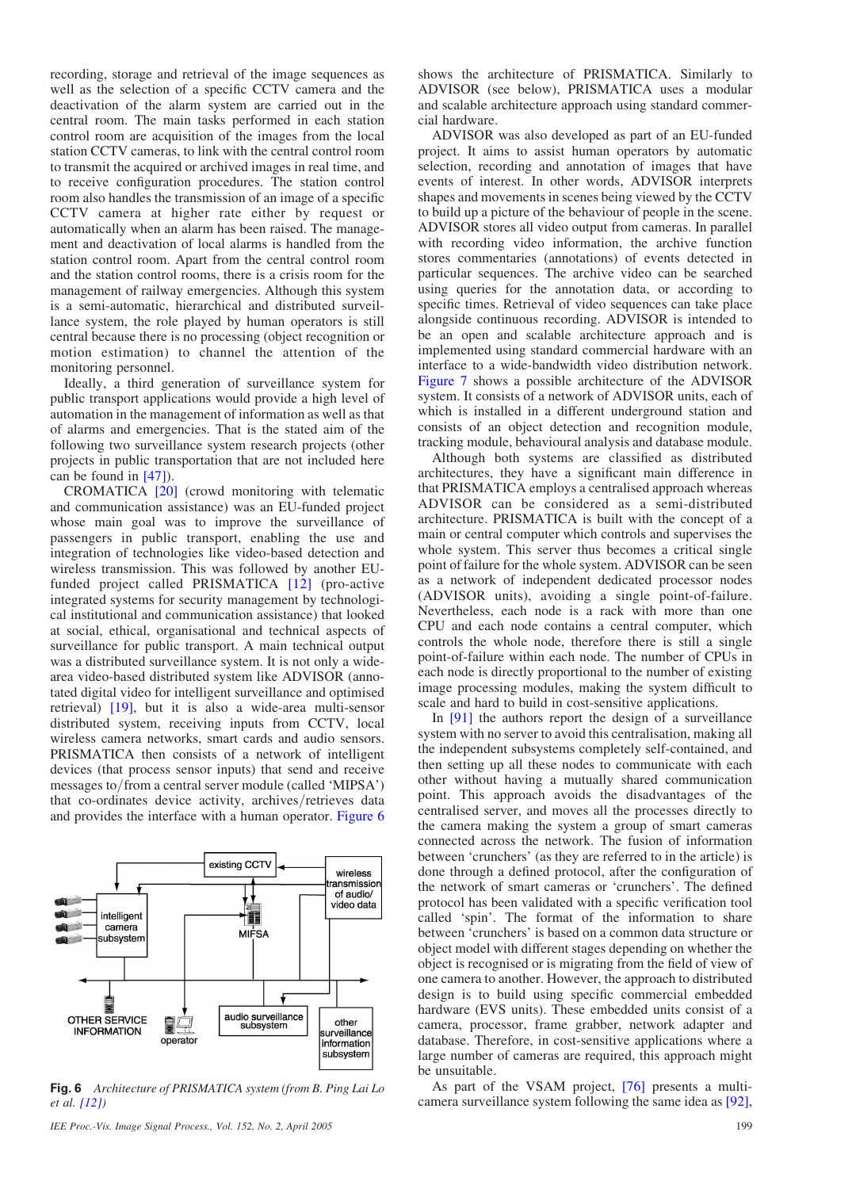recording, storage and retrieval of the image sequences as well as the selection of a specific CCTV camera and the deactivation of the alarm system are carried out in the central room. The main tasks performed in each station control room are acquisition of the images from the local station CCTV cameras, to link with the central control room to transmit the acquired or archived images in real time, and to receive configuration procedures. The station control room also handles the transmission of an image of a specific CCTV camera at higher rate either by request or automatically when an alarm has been raised. The management and deactivation of local alarms is handled from the station control room. Apart from the central control room and the station control rooms, there is a crisis room for the management of railway emergencies. Although this system is a semi-automatic, hierarchical and distributed surveillance system, the role played by human operators is still central because there is no processing (object recognition or motion estimation) to channel the attention of the monitoring personnel.

Ideally, a third generation of surveillance system for public transport applications would provide a high level of automation in the management of information as well as that of alarms and emergencies. That is the stated aim of the following two surveillance system research projects (other projects in public transportation that are not included here can be found in [47]).

CROMATICA [20] (crowd monitoring with telematic and communication assistance) was an EU-funded project whose main goal was to improve the surveillance of passengers in public transport, enabling the use and integration of technologies like video-based detection and wireless transmission. This was followed by another EU-funded project called PRISMATICA [12] (pro-active integrated systems for security management by technological institutional and communication assistance) that looked at social, ethical, organisational and technical aspects of surveillance for public transport. A main technical output was a distributed surveillance system. It is not only a wide-area video-based distributed system like ADVISOR (annotated digital video for intelligent surveillance and optimised retrieval) [19], but it is also a wide-area multi-sensor distributed system, receiving inputs from CCTV, local wireless camera networks, smart cards and audio sensors. PRISMATICA then consists of a network of intelligent devices (that process sensor inputs) that send and receive messages to/from a central server module (called 'MIPSA') that co-ordinates device activity, archives/retrieves data and provides the interface with a human operator. Figure 6 shows the architecture of PRISMATICA. Similarly to ADVISOR (see below), PRISMATICA uses a modular and scalable architecture approach using standard commercial hardware.

existing CCTV
wireless transmission of audio/video data
intelligent camera subsystem
MIFSA
OTHER SERVICE INFORMATION
operator
audio surveillance subsystem
other surveillance information subsystem

**Fig. 6** *Architecture of PRISMATICA system (from B. Ping Lai Lo et al. [12])*

ADVISOR was also developed as part of an EU-funded project. It aims to assist human operators by automatic selection, recording and annotation of images that have events of interest. In other words, ADVISOR interprets shapes and movements in scenes being viewed by the CCTV to build up a picture of the behaviour of people in the scene. ADVISOR stores all video output from cameras. In parallel with recording video information, the archive function stores commentaries (annotations) of events detected in particular sequences. The archive video can be searched using queries for the annotation data, or according to specific times. Retrieval of video sequences can take place alongside continuous recording. ADVISOR is intended to be an open and scalable architecture approach and is implemented using standard commercial hardware with an interface to a wide-bandwidth video distribution network. Figure 7 shows a possible architecture of the ADVISOR system. It consists of a network of ADVISOR units, each of which is installed in a different underground station and consists of an object detection and recognition module, tracking module, behavioural analysis and database module.

Although both systems are classified as distributed architectures, they have a significant main difference in that PRISMATICA employs a centralised approach whereas ADVISOR can be considered as a semi-distributed architecture. PRISMATICA is built with the concept of a main or central computer which controls and supervises the whole system. This server thus becomes a critical single point of failure for the whole system. ADVISOR can be seen as a network of independent dedicated processor nodes (ADVISOR units), avoiding a single point-of-failure. Nevertheless, each node is a rack with more than one CPU and each node contains a central computer, which controls the whole node, therefore there is still a single point-of-failure within each node. The number of CPUs in each node is directly proportional to the number of existing image processing modules, making the system difficult to scale and hard to build in cost-sensitive applications.

In [91] the authors report the design of a surveillance system with no server to avoid this centralisation, making all the independent subsystems completely self-contained, and then setting up all these nodes to communicate with each other without having a mutually shared communication point. This approach avoids the disadvantages of the centralised server, and moves all the processes directly to the camera making the system a group of smart cameras connected across the network. The fusion of information between 'crunchers' (as they are referred to in the article) is done through a defined protocol, after the configuration of the network of smart cameras or 'crunchers'. The defined protocol has been validated with a specific verification tool called 'spin'. The format of the information to share between 'crunchers' is based on a common data structure or object model with different stages depending on whether the object is recognised or is migrating from the field of view of one camera to another. However, the approach to distributed design is to build using specific commercial embedded hardware (EVS units). These embedded units consist of a camera, processor, frame grabber, network adapter and database. Therefore, in cost-sensitive applications where a large number of cameras are required, this approach might be unsuitable.

As part of the VSAM project, [76] presents a multi-camera surveillance system following the same idea as [92],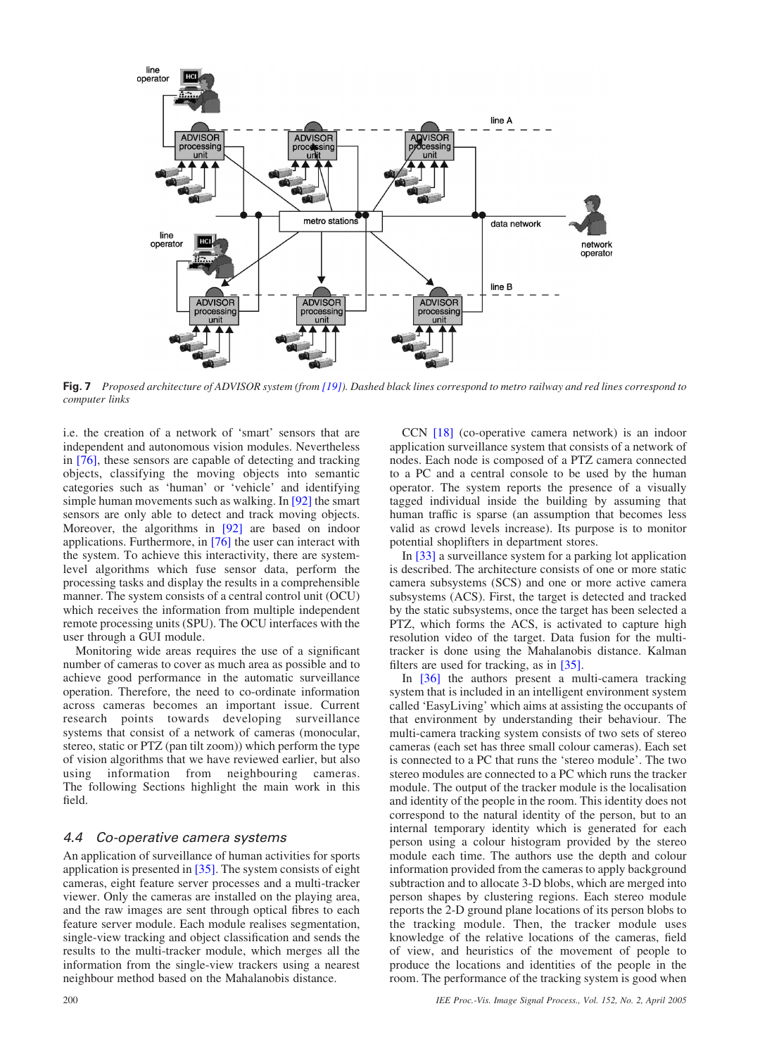line operator

HCI

ADVISOR processing unit

ADVISOR processing unit

ADVISOR processing unit

line A

metro stations

data network

network operator

line operator

HCI

line B

ADVISOR processing unit

ADVISOR processing unit

ADVISOR processing unit

**Fig. 7** *Proposed architecture of ADVISOR system (from [19]). Dashed black lines correspond to metro railway and red lines correspond to computer links*

i.e. the creation of a network of 'smart' sensors that are independent and autonomous vision modules. Nevertheless in [76], these sensors are capable of detecting and tracking objects, classifying the moving objects into semantic categories such as 'human' or 'vehicle' and identifying simple human movements such as walking. In [92] the smart sensors are only able to detect and track moving objects. Moreover, the algorithms in [92] are based on indoor applications. Furthermore, in [76] the user can interact with the system. To achieve this interactivity, there are system-level algorithms which fuse sensor data, perform the processing tasks and display the results in a comprehensible manner. The system consists of a central control unit (OCU) which receives the information from multiple independent remote processing units (SPU). The OCU interfaces with the user through a GUI module.

Monitoring wide areas requires the use of a significant number of cameras to cover as much area as possible and to achieve good performance in the automatic surveillance operation. Therefore, the need to co-ordinate information across cameras becomes an important issue. Current research points towards developing surveillance systems that consist of a network of cameras (monocular, stereo, static or PTZ (pan tilt zoom)) which perform the type of vision algorithms that we have reviewed earlier, but also using information from neighbouring cameras. The following Sections highlight the main work in this field.

### 4.4 Co-operative camera systems

An application of surveillance of human activities for sports application is presented in [35]. The system consists of eight cameras, eight feature server processes and a multi-tracker viewer. Only the cameras are installed on the playing area, and the raw images are sent through optical fibres to each feature server module. Each module realises segmentation, single-view tracking and object classification and sends the results to the multi-tracker module, which merges all the information from the single-view trackers using a nearest neighbour method based on the Mahalanobis distance.

CCN [18] (co-operative camera network) is an indoor application surveillance system that consists of a network of nodes. Each node is composed of a PTZ camera connected to a PC and a central console to be used by the human operator. The system reports the presence of a visually tagged individual inside the building by assuming that human traffic is sparse (an assumption that becomes less valid as crowd levels increase). Its purpose is to monitor potential shoplifters in department stores.

In [33] a surveillance system for a parking lot application is described. The architecture consists of one or more static camera subsystems (SCS) and one or more active camera subsystems (ACS). First, the target is detected and tracked by the static subsystems, once the target has been selected a PTZ, which forms the ACS, is activated to capture high resolution video of the target. Data fusion for the multi-tracker is done using the Mahalanobis distance. Kalman filters are used for tracking, as in [35].

In [36] the authors present a multi-camera tracking system that is included in an intelligent environment system called 'EasyLiving' which aims at assisting the occupants of that environment by understanding their behaviour. The multi-camera tracking system consists of two sets of stereo cameras (each set has three small colour cameras). Each set is connected to a PC that runs the 'stereo module'. The two stereo modules are connected to a PC which runs the tracker module. The output of the tracker module is the localisation and identity of the people in the room. This identity does not correspond to the natural identity of the person, but to an internal temporary identity which is generated for each person using a colour histogram provided by the stereo module each time. The authors use the depth and colour information provided from the cameras to apply background subtraction and to allocate 3-D blobs, which are merged into person shapes by clustering regions. Each stereo module reports the 2-D ground plane locations of its person blobs to the tracking module. Then, the tracker module uses knowledge of the relative locations of the cameras, field of view, and heuristics of the movement of people to produce the locations and identities of the people in the room. The performance of the tracking system is good when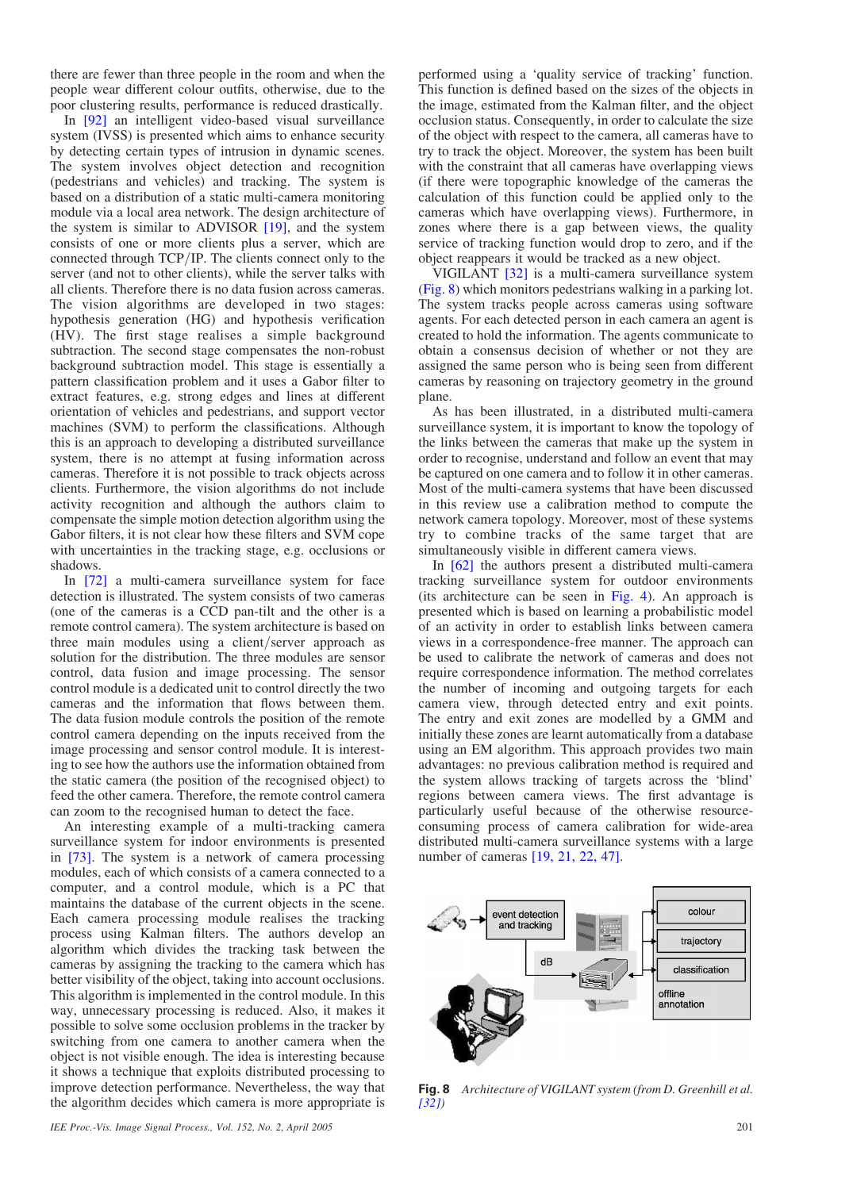there are fewer than three people in the room and when the people wear different colour outfits, otherwise, due to the poor clustering results, performance is reduced drastically.

In [92] an intelligent video-based visual surveillance system (IVSS) is presented which aims to enhance security by detecting certain types of intrusion in dynamic scenes. The system involves object detection and recognition (pedestrians and vehicles) and tracking. The system is based on a distribution of a static multi-camera monitoring module via a local area network. The design architecture of the system is similar to ADVISOR [19], and the system consists of one or more clients plus a server, which are connected through TCP/IP. The clients connect only to the server (and not to other clients), while the server talks with all clients. Therefore there is no data fusion across cameras. The vision algorithms are developed in two stages: hypothesis generation (HG) and hypothesis verification (HV). The first stage realises a simple background subtraction. The second stage compensates the non-robust background subtraction model. This stage is essentially a pattern classification problem and it uses a Gabor filter to extract features, e.g. strong edges and lines at different orientation of vehicles and pedestrians, and support vector machines (SVM) to perform the classifications. Although this is an approach to developing a distributed surveillance system, there is no attempt at fusing information across cameras. Therefore it is not possible to track objects across clients. Furthermore, the vision algorithms do not include activity recognition and although the authors claim to compensate the simple motion detection algorithm using the Gabor filters, it is not clear how these filters and SVM cope with uncertainties in the tracking stage, e.g. occlusions or shadows.

In [72] a multi-camera surveillance system for face detection is illustrated. The system consists of two cameras (one of the cameras is a CCD pan-tilt and the other is a remote control camera). The system architecture is based on three main modules using a client/server approach as solution for the distribution. The three modules are sensor control, data fusion and image processing. The sensor control module is a dedicated unit to control directly the two cameras and the information that flows between them. The data fusion module controls the position of the remote control camera depending on the inputs received from the image processing and sensor control module. It is interesting to see how the authors use the information obtained from the static camera (the position of the recognised object) to feed the other camera. Therefore, the remote control camera can zoom to the recognised human to detect the face.

An interesting example of a multi-tracking camera surveillance system for indoor environments is presented in [73]. The system is a network of camera processing modules, each of which consists of a camera connected to a computer, and a control module, which is a PC that maintains the database of the current objects in the scene. Each camera processing module realises the tracking process using Kalman filters. The authors develop an algorithm which divides the tracking task between the cameras by assigning the tracking to the camera which has better visibility of the object, taking into account occlusions. This algorithm is implemented in the control module. In this way, unnecessary processing is reduced. Also, it makes it possible to solve some occlusion problems in the tracker by switching from one camera to another camera when the object is not visible enough. The idea is interesting because it shows a technique that exploits distributed processing to improve detection performance. Nevertheless, the way that the algorithm decides which camera is more appropriate is performed using a 'quality service of tracking' function. This function is defined based on the sizes of the objects in the image, estimated from the Kalman filter, and the object occlusion status. Consequently, in order to calculate the size of the object with respect to the camera, all cameras have to try to track the object. Moreover, the system has been built with the constraint that all cameras have overlapping views (if there were topographic knowledge of the cameras the calculation of this function could be applied only to the cameras which have overlapping views). Furthermore, in zones where there is a gap between views, the quality service of tracking function would drop to zero, and if the object reappears it would be tracked as a new object.

VIGILANT [32] is a multi-camera surveillance system (Fig. 8) which monitors pedestrians walking in a parking lot. The system tracks people across cameras using software agents. For each detected person in each camera an agent is created to hold the information. The agents communicate to obtain a consensus decision of whether or not they are assigned the same person who is being seen from different cameras by reasoning on trajectory geometry in the ground plane.

As has been illustrated, in a distributed multi-camera surveillance system, it is important to know the topology of the links between the cameras that make up the system in order to recognise, understand and follow an event that may be captured on one camera and to follow it in other cameras. Most of the multi-camera systems that have been discussed in this review use a calibration method to compute the network camera topology. Moreover, most of these systems try to combine tracks of the same target that are simultaneously visible in different camera views.

In [62] the authors present a distributed multi-camera tracking surveillance system for outdoor environments (its architecture can be seen in Fig. 4). An approach is presented which is based on learning a probabilistic model of an activity in order to establish links between camera views in a correspondence-free manner. The approach can be used to calibrate the network of cameras and does not require correspondence information. The method correlates the number of incoming and outgoing targets for each camera view, through detected entry and exit points. The entry and exit zones are modelled by a GMM and initially these zones are learnt automatically from a database using an EM algorithm. This approach provides two main advantages: no previous calibration method is required and the system allows tracking of targets across the 'blind' regions between camera views. The first advantage is particularly useful because of the otherwise resource-consuming process of camera calibration for wide-area distributed multi-camera surveillance systems with a large number of cameras [19, 21, 22, 47].

**Fig. 8** *Architecture of VIGILANT system (from D. Greenhill et al. [32])*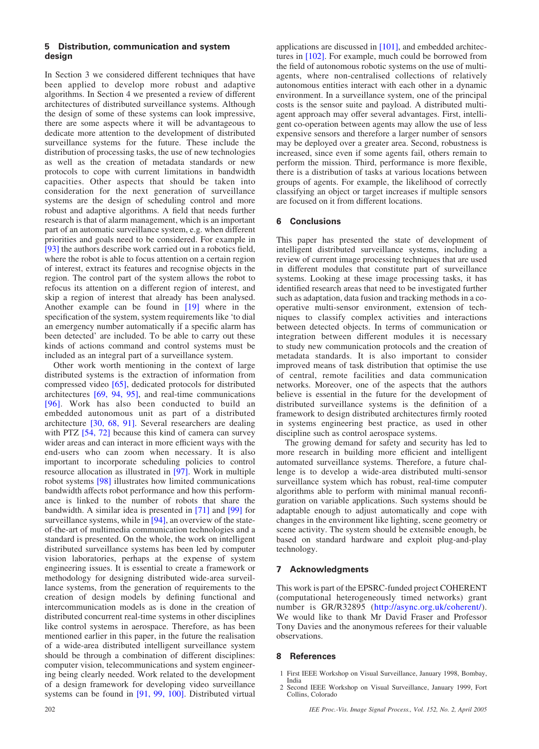## 5 Distribution, communication and system design

In Section 3 we considered different techniques that have been applied to develop more robust and adaptive algorithms. In Section 4 we presented a review of different architectures of distributed surveillance systems. Although the design of some of these systems can look impressive, there are some aspects where it will be advantageous to dedicate more attention to the development of distributed surveillance systems for the future. These include the distribution of processing tasks, the use of new technologies as well as the creation of metadata standards or new protocols to cope with current limitations in bandwidth capacities. Other aspects that should be taken into consideration for the next generation of surveillance systems are the design of scheduling control and more robust and adaptive algorithms. A field that needs further research is that of alarm management, which is an important part of an automatic surveillance system, e.g. when different priorities and goals need to be considered. For example in [93] the authors describe work carried out in a robotics field, where the robot is able to focus attention on a certain region of interest, extract its features and recognise objects in the region. The control part of the system allows the robot to refocus its attention on a different region of interest, and skip a region of interest that already has been analysed. Another example can be found in [19] where in the specification of the system, system requirements like 'to dial an emergency number automatically if a specific alarm has been detected' are included. To be able to carry out these kinds of actions command and control systems must be included as an integral part of a surveillance system.

Other work worth mentioning in the context of large distributed systems is the extraction of information from compressed video [65], dedicated protocols for distributed architectures [69, 94, 95], and real-time communications [96]. Work has also been conducted to build an embedded autonomous unit as part of a distributed architecture [30, 68, 91]. Several researchers are dealing with PTZ [54, 72] because this kind of camera can survey wider areas and can interact in more efficient ways with the end-users who can zoom when necessary. It is also important to incorporate scheduling policies to control resource allocation as illustrated in [97]. Work in multiple robot systems [98] illustrates how limited communications bandwidth affects robot performance and how this performance is linked to the number of robots that share the bandwidth. A similar idea is presented in [71] and [99] for surveillance systems, while in [94], an overview of the state-of-the-art of multimedia communication technologies and a standard is presented. On the whole, the work on intelligent distributed surveillance systems has been led by computer vision laboratories, perhaps at the expense of system engineering issues. It is essential to create a framework or methodology for designing distributed wide-area surveillance systems, from the generation of requirements to the creation of design models by defining functional and intercommunication models as is done in the creation of distributed concurrent real-time systems in other disciplines like control systems in aerospace. Therefore, as has been mentioned earlier in this paper, in the future the realisation of a wide-area distributed intelligent surveillance system should be through a combination of different disciplines: computer vision, telecommunications and system engineering being clearly needed. Work related to the development of a design framework for developing video surveillance systems can be found in [91, 99, 100]. Distributed virtual applications are discussed in [101], and embedded architectures in [102]. For example, much could be borrowed from the field of autonomous robotic systems on the use of multi-agents, where non-centralised collections of relatively autonomous entities interact with each other in a dynamic environment. In a surveillance system, one of the principal costs is the sensor suite and payload. A distributed multi-agent approach may offer several advantages. First, intelligent co-operation between agents may allow the use of less expensive sensors and therefore a larger number of sensors may be deployed over a greater area. Second, robustness is increased, since even if some agents fail, others remain to perform the mission. Third, performance is more flexible, there is a distribution of tasks at various locations between groups of agents. For example, the likelihood of correctly classifying an object or target increases if multiple sensors are focused on it from different locations.

## 6 Conclusions

This paper has presented the state of development of intelligent distributed surveillance systems, including a review of current image processing techniques that are used in different modules that constitute part of surveillance systems. Looking at these image processing tasks, it has identified research areas that need to be investigated further such as adaptation, data fusion and tracking methods in a co-operative multi-sensor environment, extension of techniques to classify complex activities and interactions between detected objects. In terms of communication or integration between different modules it is necessary to study new communication protocols and the creation of metadata standards. It is also important to consider improved means of task distribution that optimise the use of central, remote facilities and data communication networks. Moreover, one of the aspects that the authors believe is essential in the future for the development of distributed surveillance systems is the definition of a framework to design distributed architectures firmly rooted in systems engineering best practice, as used in other discipline such as control aerospace systems.

The growing demand for safety and security has led to more research in building more efficient and intelligent automated surveillance systems. Therefore, a future challenge is to develop a wide-area distributed multi-sensor surveillance system which has robust, real-time computer algorithms able to perform with minimal manual reconfiguration on variable applications. Such systems should be adaptable enough to adjust automatically and cope with changes in the environment like lighting, scene geometry or scene activity. The system should be extensible enough, be based on standard hardware and exploit plug-and-play technology.

## 7 Acknowledgments

This work is part of the EPSRC-funded project COHERENT (computational heterogeneously timed networks) grant number is GR/R32895 (http://async.org.uk/coherent/). We would like to thank Mr David Fraser and Professor Tony Davies and the anonymous referees for their valuable observations.

## 8 References

1 First IEEE Workshop on Visual Surveillance, January 1998, Bombay, India

2 Second IEEE Workshop on Visual Surveillance, January 1999, Fort Collins, Colorado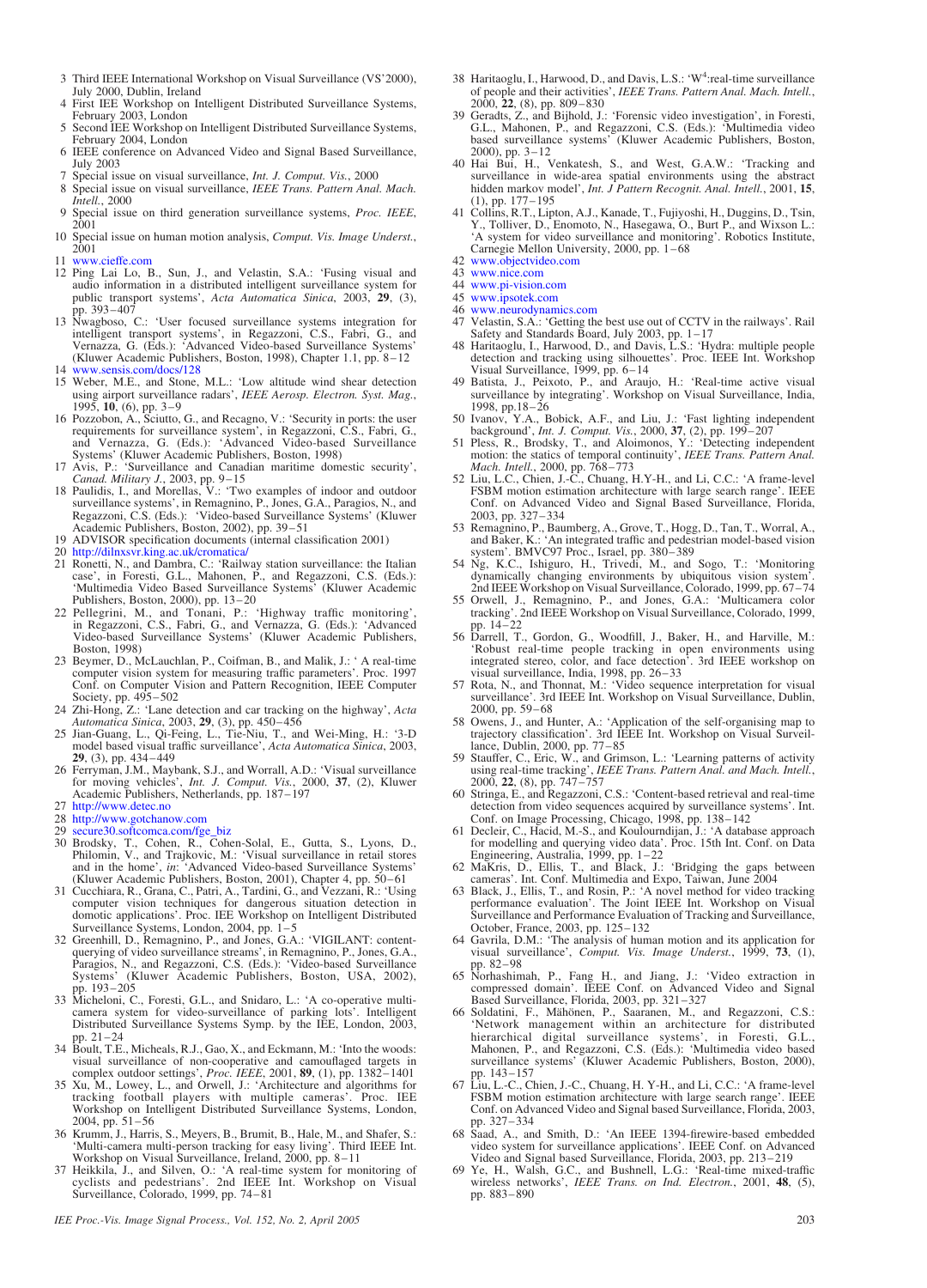3 Third IEEE International Workshop on Visual Surveillance (VS'2000), July 2000, Dublin, Ireland
4 First IEE Workshop on Intelligent Distributed Surveillance Systems, February 2003, London
5 Second IEE Workshop on Intelligent Distributed Surveillance Systems, February 2004, London
6 IEEE conference on Advanced Video and Signal Based Surveillance, July 2003
7 Special issue on visual surveillance, *Int. J. Comput. Vis.*, 2000
8 Special issue on visual surveillance, *IEEE Trans. Pattern Anal. Mach. Intell.*, 2000
9 Special issue on third generation surveillance systems, *Proc. IEEE*, 2001
10 Special issue on human motion analysis, *Comput. Vis. Image Underst.*, 2001
11 www.cieffe.com
12 Ping Lai Lo, B., Sun, J., and Velastin, S.A.: 'Fusing visual and audio information in a distributed intelligent surveillance system for public transport systems', *Acta Automatica Sinica*, 2003, **29**, (3), pp. 393–407
13 Nwagboso, C.: 'User focused surveillance systems integration for intelligent transport systems', in Regazzoni, C.S., Fabri, G., and Vernazza, G. (Eds.): 'Advanced Video-based Surveillance Systems' (Kluwer Academic Publishers, Boston, 1998), Chapter 1.1, pp. 8–12
14 www.sensis.com/docs/128
15 Weber, M.E., and Stone, M.L.: 'Low altitude wind shear detection using airport surveillance radars', *IEEE Aerosp. Electron. Syst. Mag.*, 1995, **10**, (6), pp. 3–9
16 Pozzobon, A., Sciutto, G., and Recagno, V.: 'Security in ports: the user requirements for surveillance system', in Regazzoni, C.S., Fabri, G., and Vernazza, G. (Eds.): 'Advanced Video-based Surveillance Systems' (Kluwer Academic Publishers, Boston, 1998)
17 Avis, P.: 'Surveillance and Canadian maritime domestic security', *Canad. Military J.*, 2003, pp. 9–15
18 Paulidis, I., and Morellas, V.: 'Two examples of indoor and outdoor surveillance systems', in Remagnino, P., Jones, G.A., Paragios, N., and Regazzoni, C.S. (Eds.): 'Video-based Surveillance Systems' (Kluwer Academic Publishers, Boston, 2002), pp. 39–51
19 ADVISOR specification documents (internal classification 2001)
20 http://dilnxsvr.king.ac.uk/cromatica/
21 Ronetti, N., and Dambra, C.: 'Railway station surveillance: the Italian case', in Foresti, G.L., Mahonen, P., and Regazzoni, C.S. (Eds.): 'Multimedia Video Based Surveillance Systems' (Kluwer Academic Publishers, Boston, 2000), pp. 13–20
22 Pellegrini, M., and Tonani, P.: 'Highway traffic monitoring', in Regazzoni, C.S., Fabri, G., and Vernazza, G. (Eds.): 'Advanced Video-based Surveillance Systems' (Kluwer Academic Publishers, Boston, 1998)
23 Beymer, D., McLauchlan, P., Coifman, B., and Malik, J.: ' A real-time computer vision system for measuring traffic parameters'. Proc. 1997 Conf. on Computer Vision and Pattern Recognition, IEEE Computer Society, pp. 495–502
24 Zhi-Hong, Z.: 'Lane detection and car tracking on the highway', *Acta Automatica Sinica*, 2003, **29**, (3), pp. 450–456
25 Jian-Guang, L., Qi-Feing, L., Tie-Niu, T., and Wei-Ming, H.: '3-D model based visual traffic surveillance', *Acta Automatica Sinica*, 2003, **29**, (3), pp. 434–449
26 Ferryman, J.M., Maybank, S.J., and Worrall, A.D.: 'Visual surveillance for moving vehicles', *Int. J. Comput. Vis.*, 2000, **37**, (2), Kluwer Academic Publishers, Netherlands, pp. 187–197
27 http://www.detec.no
28 http://www.gotchanow.com
29 secure30.softcomca.com/fge_biz
30 Brodsky, T., Cohen, R., Cohen-Solal, E., Gutta, S., Lyons, D., Philomin, V., and Trajkovic, M.: 'Visual surveillance in retail stores and in the home', *in*: 'Advanced Video-based Surveillance Systems' (Kluwer Academic Publishers, Boston, 2001), Chapter 4, pp. 50–61
31 Cucchiara, R., Grana, C., Patri, A., Tardini, G., and Vezzani, R.: 'Using computer vision techniques for dangerous situation detection in domotic applications'. Proc. IEE Workshop on Intelligent Distributed Surveillance Systems, London, 2004, pp. 1–5
32 Greenhill, D., Remagnino, P., and Jones, G.A.: 'VIGILANT: content-querying of video surveillance streams', in Remagnino, P., Jones, G.A., Paragios, N., and Regazzoni, C.S. (Eds.): 'Video-based Surveillance Systems' (Kluwer Academic Publishers, Boston, USA, 2002), pp. 193–205
33 Micheloni, C., Foresti, G.L., and Snidaro, L.: 'A co-operative multi-camera system for video-surveillance of parking lots'. Intelligent Distributed Surveillance Systems Symp. by the IEE, London, 2003, pp. 21–24
34 Boult, T.E., Micheals, R.J., Gao, X., and Eckmann, M.: 'Into the woods: visual surveillance of non-cooperative and camouflaged targets in complex outdoor settings', *Proc. IEEE*, 2001, **89**, (1), pp. 1382–1401
35 Xu, M., Lowey, L., and Orwell, J.: 'Architecture and algorithms for tracking football players with multiple cameras'. Proc. IEE Workshop on Intelligent Distributed Surveillance Systems, London, 2004, pp. 51–56
36 Krumm, J., Harris, S., Meyers, B., Brumit, B., Hale, M., and Shafer, S.: 'Multi-camera multi-person tracking for easy living'. Third IEEE Int. Workshop on Visual Surveillance, Ireland, 2000, pp. 8–11
37 Heikkila, J., and Silven, O.: 'A real-time system for monitoring of cyclists and pedestrians'. 2nd IEEE Int. Workshop on Visual Surveillance, Colorado, 1999, pp. 74–81
38 Haritaoglu, I., Harwood, D., and Davis, L.S.: '$W^4$:real-time surveillance of people and their activities', *IEEE Trans. Pattern Anal. Mach. Intell.*, 2000, **22**, (8), pp. 809–830
39 Geradts, Z., and Bijhold, J.: 'Forensic video investigation', in Foresti, G.L., Mahonen, P., and Regazzoni, C.S. (Eds.): 'Multimedia video based surveillance systems' (Kluwer Academic Publishers, Boston, 2000), pp. 3–12
40 Hai Bui, H., Venkatesh, S., and West, G.A.W.: 'Tracking and surveillance in wide-area spatial environments using the abstract hidden markov model', *Int. J Pattern Recognit. Anal. Intell.*, 2001, **15**, (1), pp. 177–195
41 Collins, R.T., Lipton, A.J., Kanade, T., Fujiyoshi, H., Duggins, D., Tsin, Y., Tolliver, D., Enomoto, N., Hasegawa, O., Burt P., and Wixson L.: 'A system for video surveillance and monitoring'. Robotics Institute, Carnegie Mellon University, 2000, pp. 1–68
42 www.objectvideo.com
43 www.nice.com
44 www.pi-vision.com
45 www.ipsotek.com
46 www.neurodynamics.com
47 Velastin, S.A.: 'Getting the best use out of CCTV in the railways'. Rail Safety and Standards Board, July 2003, pp. 1–17
48 Haritaoglu, I., Harwood, D., and Davis, L.S.: 'Hydra: multiple people detection and tracking using silhouettes'. Proc. IEEE Int. Workshop Visual Surveillance, 1999, pp. 6–14
49 Batista, J., Peixoto, P., and Araujo, H.: 'Real-time active visual surveillance by integrating'. Workshop on Visual Surveillance, India, 1998, pp.18–26
50 Ivanov, Y.A., Bobick, A.F., and Liu, J.: 'Fast lighting independent background', *Int. J. Comput. Vis.*, 2000, **37**, (2), pp. 199–207
51 Pless, R., Brodsky, T., and Aloimonos, Y.: 'Detecting independent motion: the statics of temporal continuity', *IEEE Trans. Pattern Anal. Mach. Intell.*, 2000, pp. 768–773
52 Liu, L.C., Chien, J.-C., Chuang, H.Y-H., and Li, C.C.: 'A frame-level FSBM motion estimation architecture with large search range'. IEEE Conf. on Advanced Video and Signal Based Surveillance, Florida, 2003, pp. 327–334
53 Remagnino, P., Baumberg, A., Grove, T., Hogg, D., Tan, T., Worral, A., and Baker, K.: 'An integrated traffic and pedestrian model-based vision system'. BMVC97 Proc., Israel, pp. 380–389
54 Ng, K.C., Ishiguro, H., Trivedi, M., and Sogo, T.: 'Monitoring dynamically changing environments by ubiquitous vision system'. 2nd IEEE Workshop on Visual Surveillance, Colorado, 1999, pp. 67–74
55 Orwell, J., Remagnino, P., and Jones, G.A.: 'Multicamera color tracking'. 2nd IEEE Workshop on Visual Surveillance, Colorado, 1999, pp. 14–22
56 Darrell, T., Gordon, G., Woodfill, J., Baker, H., and Harville, M.: 'Robust real-time people tracking in open environments using integrated stereo, color, and face detection'. 3rd IEEE workshop on visual surveillance, India, 1998, pp. 26–33
57 Rota, N., and Thonnat, M.: 'Video sequence interpretation for visual surveillance'. 3rd IEEE Int. Workshop on Visual Surveillance, Dublin, 2000, pp. 59–68
58 Owens, J., and Hunter, A.: 'Application of the self-organising map to trajectory classification'. 3rd IEEE Int. Workshop on Visual Surveillance, Dublin, 2000, pp. 77–85
59 Stauffer, C., Eric, W., and Grimson, L.: 'Learning patterns of activity using real-time tracking', *IEEE Trans. Pattern Anal. and Mach. Intell.*, 2000, **22**, (8), pp. 747–757
60 Stringa, E., and Regazzoni, C.S.: 'Content-based retrieval and real-time detection from video sequences acquired by surveillance systems'. Int. Conf. on Image Processing, Chicago, 1998, pp. 138–142
61 Decleir, C., Hacid, M.-S., and Koulourndijan, J.: 'A database approach for modelling and querying video data'. Proc. 15th Int. Conf. on Data Engineering, Australia, 1999, pp. 1–22
62 MaKris, D., Ellis, T., and Black, J.: 'Bridging the gaps between cameras'. Int. Conf. Multimedia and Expo, Taiwan, June 2004
63 Black, J., Ellis, T., and Rosin, P.: 'A novel method for video tracking performance evaluation'. The Joint IEEE Int. Workshop on Visual Surveillance and Performance Evaluation of Tracking and Surveillance, October, France, 2003, pp. 125–132
64 Gavrila, D.M.: 'The analysis of human motion and its application for visual surveillance', *Comput. Vis. Image Underst.*, 1999, **73**, (1), pp. 82–98
65 Norhashimah, P., Fang H., and Jiang, J.: 'Video extraction in compressed domain'. IEEE Conf. on Advanced Video and Signal Based Surveillance, Florida, 2003, pp. 321–327
66 Soldatini, F., Mähönen, P., Saaranen, M., and Regazzoni, C.S.: 'Network management within an architecture for distributed hierarchical digital surveillance systems', in Foresti, G.L., Mahonen, P., and Regazzoni, C.S. (Eds.): 'Multimedia video based surveillance systems' (Kluwer Academic Publishers, Boston, 2000), pp. 143–157
67 Liu, L.-C., Chien, J.-C., Chuang, H. Y-H., and Li, C.C.: 'A frame-level FSBM motion estimation architecture with large search range'. IEEE Conf. on Advanced Video and Signal based Surveillance, Florida, 2003, pp. 327–334
68 Saad, A., and Smith, D.: 'An IEEE 1394-firewire-based embedded video system for surveillance applications'. IEEE Conf. on Advanced Video and Signal based Surveillance, Florida, 2003, pp. 213–219
69 Ye, H., Walsh, G.C., and Bushnell, L.G.: 'Real-time mixed-traffic wireless networks', *IEEE Trans. on Ind. Electron.*, 2001, **48**, (5), pp. 883–890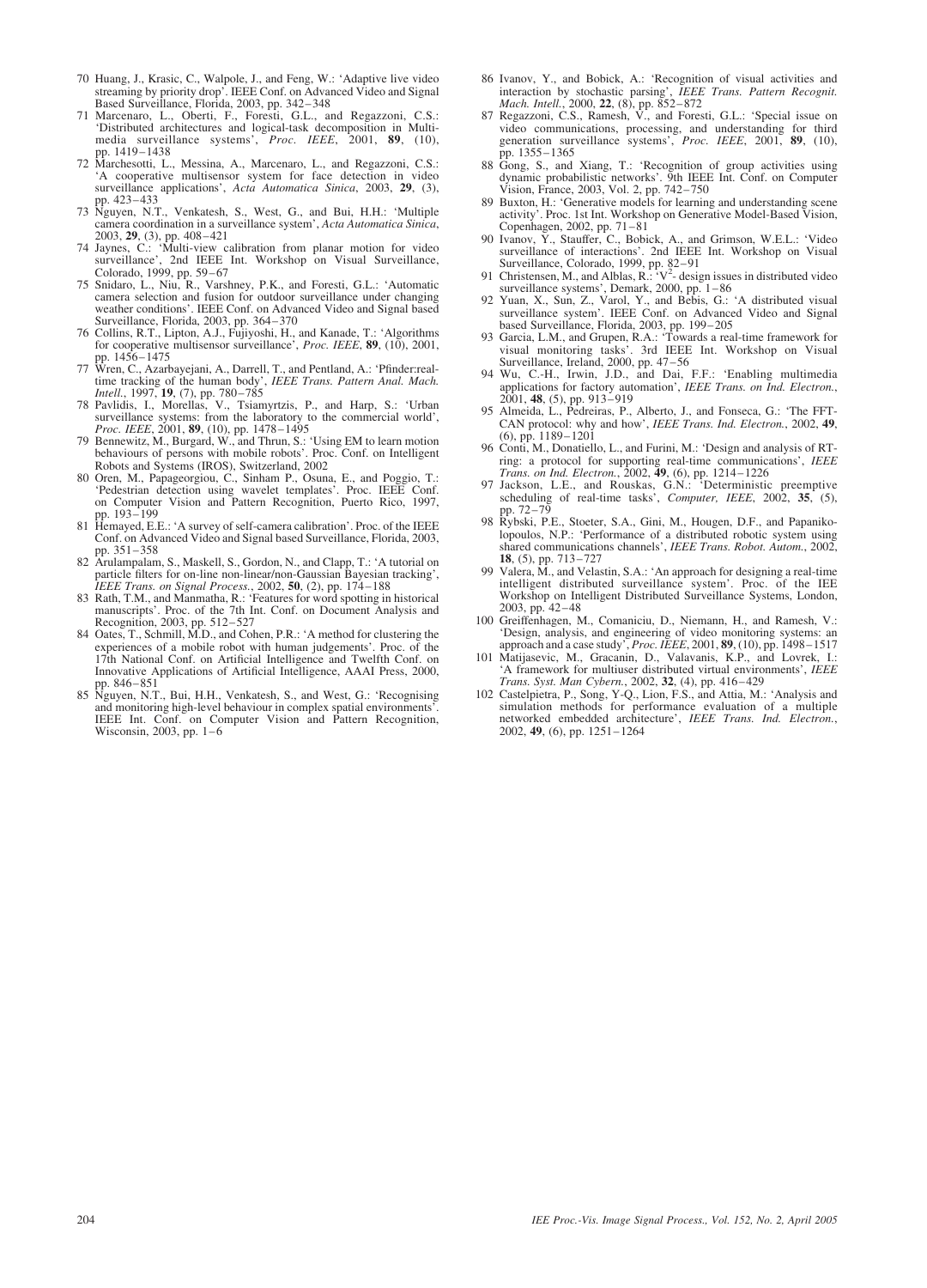70 Huang, J., Krasic, C., Walpole, J., and Feng, W.: 'Adaptive live video streaming by priority drop'. IEEE Conf. on Advanced Video and Signal Based Surveillance, Florida, 2003, pp. 342–348

71 Marcenaro, L., Oberti, F., Foresti, G.L., and Regazzoni, C.S.: 'Distributed architectures and logical-task decomposition in Multimedia surveillance systems', *Proc. IEEE*, 2001, **89**, (10), pp. 1419–1438

72 Marchesotti, L., Messina, A., Marcenaro, L., and Regazzoni, C.S.: 'A cooperative multisensor system for face detection in video surveillance applications', *Acta Automatica Sinica*, 2003, **29**, (3), pp. 423–433

73 Nguyen, N.T., Venkatesh, S., West, G., and Bui, H.H.: 'Multiple camera coordination in a surveillance system', *Acta Automatica Sinica*, 2003, **29**, (3), pp. 408–421

74 Jaynes, C.: 'Multi-view calibration from planar motion for video surveillance', 2nd IEEE Int. Workshop on Visual Surveillance, Colorado, 1999, pp. 59–67

75 Snidaro, L., Niu, R., Varshney, P.K., and Foresti, G.L.: 'Automatic camera selection and fusion for outdoor surveillance under changing weather conditions'. IEEE Conf. on Advanced Video and Signal based Surveillance, Florida, 2003, pp. 364–370

76 Collins, R.T., Lipton, A.J., Fujiyoshi, H., and Kanade, T.: 'Algorithms for cooperative multisensor surveillance', *Proc. IEEE*, **89**, (10), 2001, pp. 1456–1475

77 Wren, C., Azarbayejani, A., Darrell, T., and Pentland, A.: 'Pfinder:real-time tracking of the human body', *IEEE Trans. Pattern Anal. Mach. Intell.*, 1997, **19**, (7), pp. 780–785

78 Pavlidis, I., Morellas, V., Tsiamyrtzis, P., and Harp, S.: 'Urban surveillance systems: from the laboratory to the commercial world', *Proc. IEEE*, 2001, **89**, (10), pp. 1478–1495

79 Bennewitz, M., Burgard, W., and Thrun, S.: 'Using EM to learn motion behaviours of persons with mobile robots'. Proc. Conf. on Intelligent Robots and Systems (IROS), Switzerland, 2002

80 Oren, M., Papageorgiou, C., Sinham P., Osuna, E., and Poggio, T.: 'Pedestrian detection using wavelet templates'. Proc. IEEE Conf. on Computer Vision and Pattern Recognition, Puerto Rico, 1997, pp. 193–199

81 Hemayed, E.E.: 'A survey of self-camera calibration'. Proc. of the IEEE Conf. on Advanced Video and Signal based Surveillance, Florida, 2003, pp. 351–358

82 Arulampalam, S., Maskell, S., Gordon, N., and Clapp, T.: 'A tutorial on particle filters for on-line non-linear/non-Gaussian Bayesian tracking', *IEEE Trans. on Signal Process.*, 2002, **50**, (2), pp. 174–188

83 Rath, T.M., and Manmatha, R.: 'Features for word spotting in historical manuscripts'. Proc. of the 7th Int. Conf. on Document Analysis and Recognition, 2003, pp. 512–527

84 Oates, T., Schmill, M.D., and Cohen, P.R.: 'A method for clustering the experiences of a mobile robot with human judgements'. Proc. of the 17th National Conf. on Artificial Intelligence and Twelfth Conf. on Innovative Applications of Artificial Intelligence, AAAI Press, 2000, pp. 846–851

85 Nguyen, N.T., Bui, H.H., Venkatesh, S., and West, G.: 'Recognising and monitoring high-level behaviour in complex spatial environments'. IEEE Int. Conf. on Computer Vision and Pattern Recognition, Wisconsin, 2003, pp. 1–6

86 Ivanov, Y., and Bobick, A.: 'Recognition of visual activities and interaction by stochastic parsing', *IEEE Trans. Pattern Recognit. Mach. Intell.*, 2000, **22**, (8), pp. 852–872

87 Regazzoni, C.S., Ramesh, V., and Foresti, G.L.: 'Special issue on video communications, processing, and understanding for third generation surveillance systems', *Proc. IEEE*, 2001, **89**, (10), pp. 1355–1365

88 Gong, S., and Xiang, T.: 'Recognition of group activities using dynamic probabilistic networks'. 9th IEEE Int. Conf. on Computer Vision, France, 2003, Vol. 2, pp. 742–750

89 Buxton, H.: 'Generative models for learning and understanding scene activity'. Proc. 1st Int. Workshop on Generative Model-Based Vision, Copenhagen, 2002, pp. 71–81

90 Ivanov, Y., Stauffer, C., Bobick, A., and Grimson, W.E.L.: 'Video surveillance of interactions'. 2nd IEEE Int. Workshop on Visual Surveillance, Colorado, 1999, pp. 82–91

91 Christensen, M., and Alblas, R.: '$V^2$- design issues in distributed video surveillance systems', Demark, 2000, pp. 1–86

92 Yuan, X., Sun, Z., Varol, Y., and Bebis, G.: 'A distributed visual surveillance system'. IEEE Conf. on Advanced Video and Signal based Surveillance, Florida, 2003, pp. 199–205

93 Garcia, L.M., and Grupen, R.A.: 'Towards a real-time framework for visual monitoring tasks'. 3rd IEEE Int. Workshop on Visual Surveillance, Ireland, 2000, pp. 47–56

94 Wu, C.-H., Irwin, J.D., and Dai, F.F.: 'Enabling multimedia applications for factory automation', *IEEE Trans. on Ind. Electron.*, 2001, **48**, (5), pp. 913–919

95 Almeida, L., Pedreiras, P., Alberto, J., and Fonseca, G.: 'The FFT-CAN protocol: why and how', *IEEE Trans. Ind. Electron.*, 2002, **49**, (6), pp. 1189–1201

96 Conti, M., Donatiello, L., and Furini, M.: 'Design and analysis of RT-ring: a protocol for supporting real-time communications', *IEEE Trans. on Ind. Electron.*, 2002, **49**, (6), pp. 1214–1226

97 Jackson, L.E., and Rouskas, G.N.: 'Deterministic preemptive scheduling of real-time tasks', *Computer, IEEE*, 2002, **35**, (5), pp. 72–79

98 Rybski, P.E., Stoeter, S.A., Gini, M., Hougen, D.F., and Papanikolopoulos, N.P.: 'Performance of a distributed robotic system using shared communications channels', *IEEE Trans. Robot. Autom.*, 2002, **18**, (5), pp. 713–727

99 Valera, M., and Velastin, S.A.: 'An approach for designing a real-time intelligent distributed surveillance system'. Proc. of the IEE Workshop on Intelligent Distributed Surveillance Systems, London, 2003, pp. 42–48

100 Greiffenhagen, M., Comaniciu, D., Niemann, H., and Ramesh, V.: 'Design, analysis, and engineering of video monitoring systems: an approach and a case study', *Proc. IEEE*, 2001, **89**, (10), pp. 1498–1517

101 Matijasevic, M., Gracanin, D., Valavanis, K.P., and Lovrek, I.: 'A framework for multiuser distributed virtual environments', *IEEE Trans. Syst. Man Cybern.*, 2002, **32**, (4), pp. 416–429

102 Castelpietra, P., Song, Y-Q., Lion, F.S., and Attia, M.: 'Analysis and simulation methods for performance evaluation of a multiple networked embedded architecture', *IEEE Trans. Ind. Electron.*, 2002, **49**, (6), pp. 1251–1264